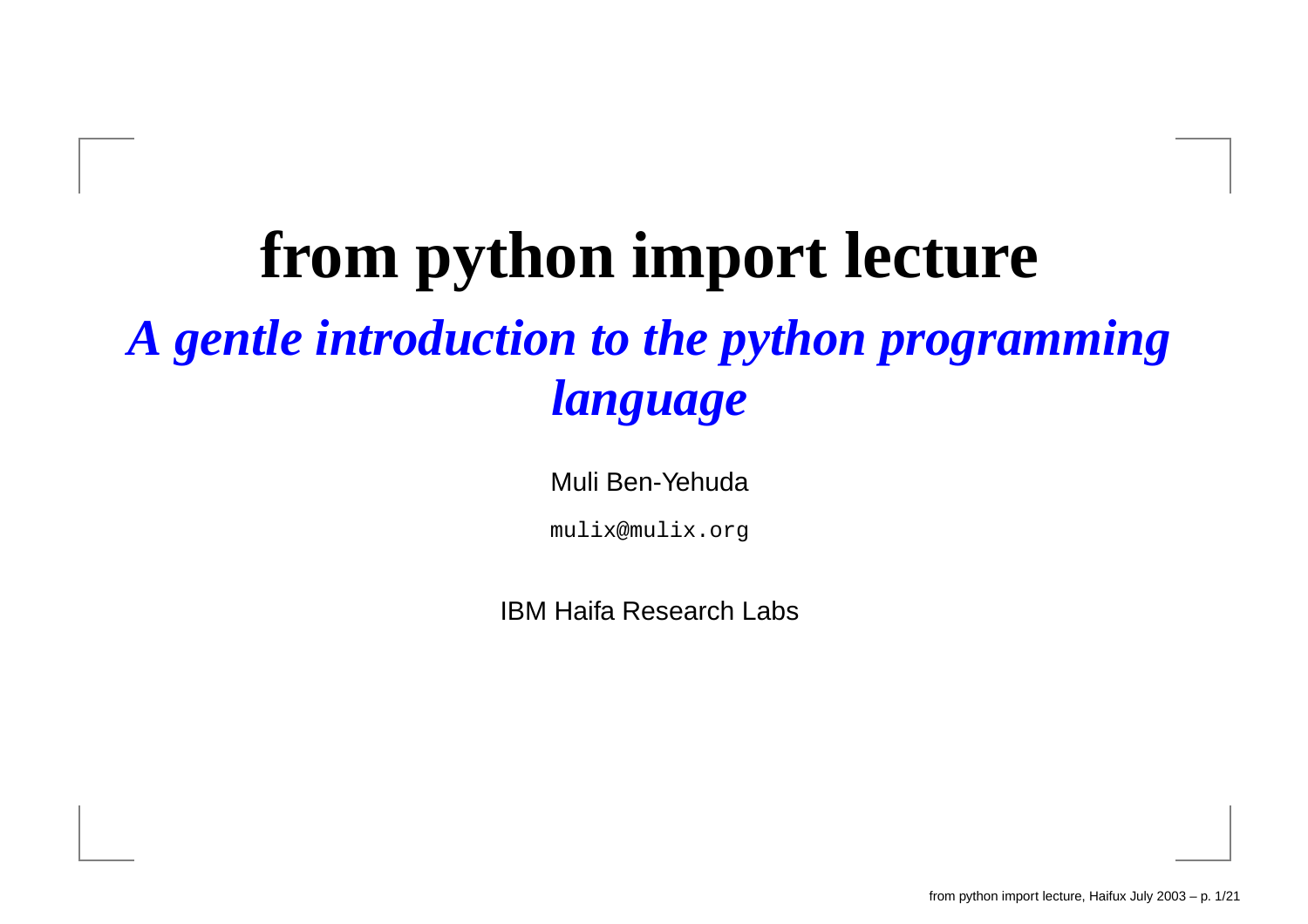# from python import lecture

## *A gentle introduction to the python programming language*

Muli Ben-Yehuda

`mulix@mulix.org`

IBM Haifa Research Labs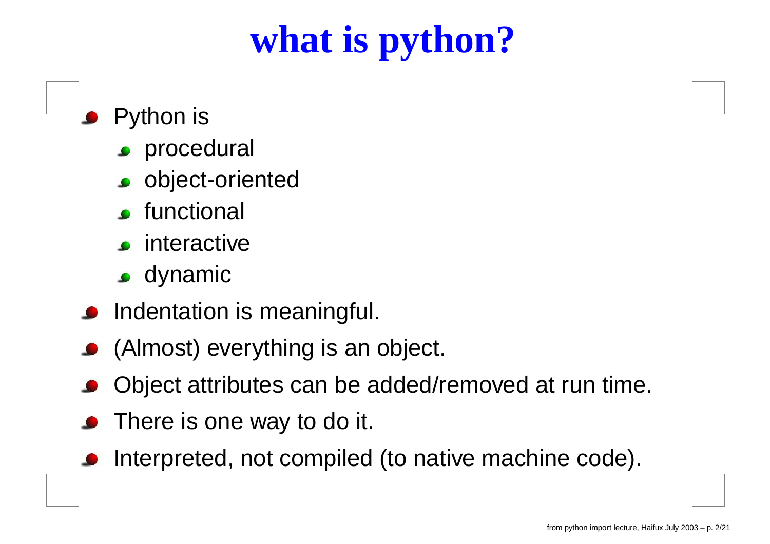# what is python?

- Python is
  - procedural
  - object-oriented
  - functional
  - interactive
  - dynamic
- Indentation is meaningful.
- (Almost) everything is an object.
- Object attributes can be added/removed at run time.
- There is one way to do it.
- Interpreted, not compiled (to native machine code).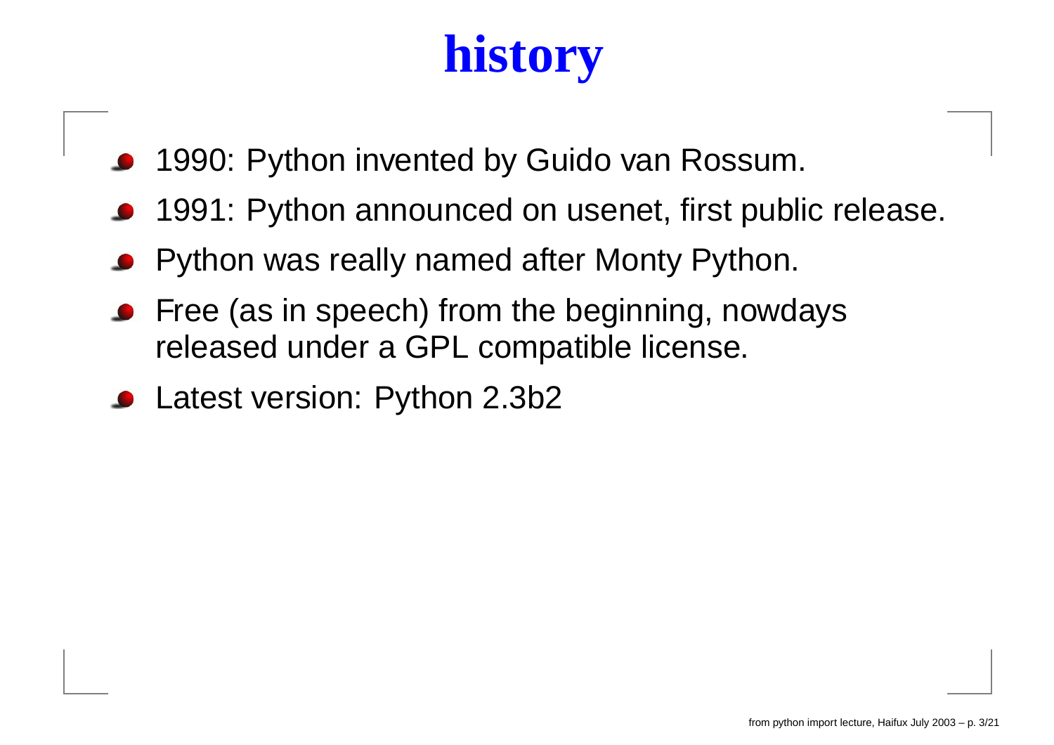# history

- 1990: Python invented by Guido van Rossum.
- 1991: Python announced on usenet, first public release.
- Python was really named after Monty Python.
- Free (as in speech) from the beginning, nowdays released under a GPL compatible license.
- Latest version: Python 2.3b2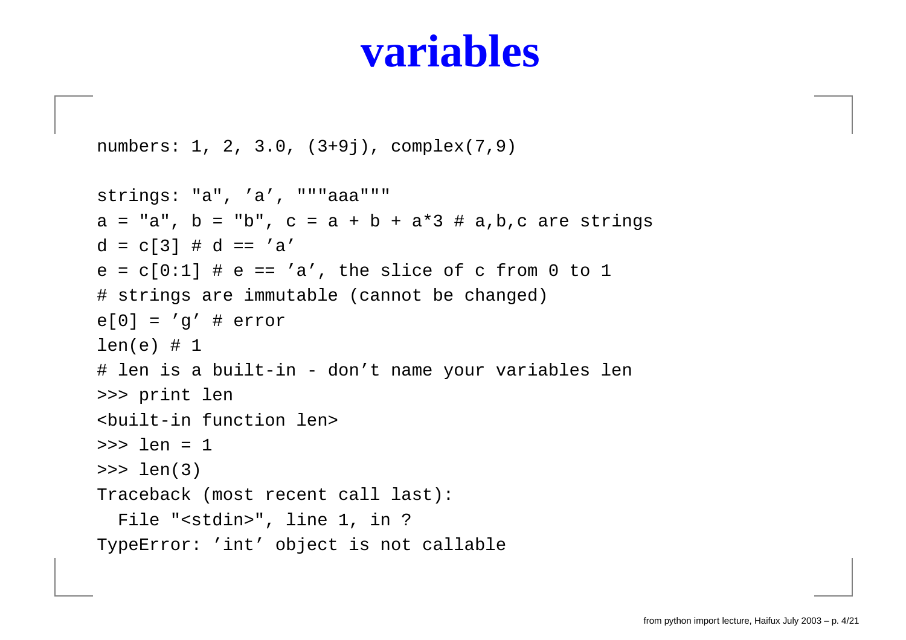# variables

```
numbers: 1, 2, 3.0, (3+9j), complex(7,9)

strings: "a", 'a', """aaa"""
a = "a", b = "b", c = a + b + a*3 # a,b,c are strings
d = c[3] # d == 'a'
e = c[0:1] # e == 'a', the slice of c from 0 to 1
# strings are immutable (cannot be changed)
e[0] = 'g' # error
len(e) # 1
# len is a built-in - don't name your variables len
>>> print len
<built-in function len>
>>> len = 1
>>> len(3)
Traceback (most recent call last):
  File "<stdin>", line 1, in ?
TypeError: 'int' object is not callable
```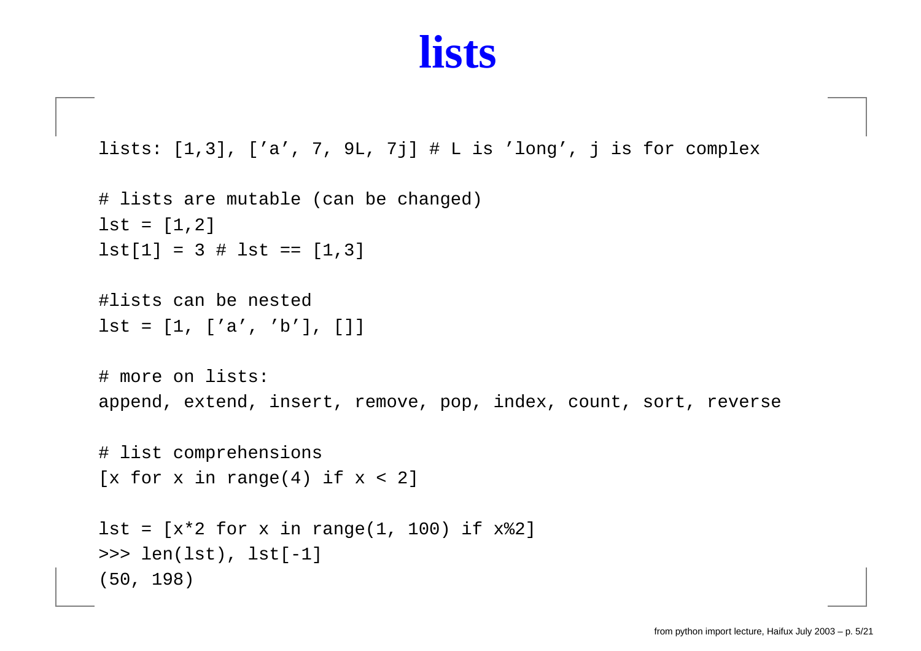# lists

```
lists: [1,3], ['a', 7, 9L, 7j] # L is 'long', j is for complex

# lists are mutable (can be changed)
lst = [1,2]
lst[1] = 3 # lst == [1,3]

#lists can be nested
lst = [1, ['a', 'b'], []]

# more on lists:
append, extend, insert, remove, pop, index, count, sort, reverse

# list comprehensions
[x for x in range(4) if x < 2]

lst = [x*2 for x in range(1, 100) if x%2]
>>> len(lst), lst[-1]
(50, 198)
```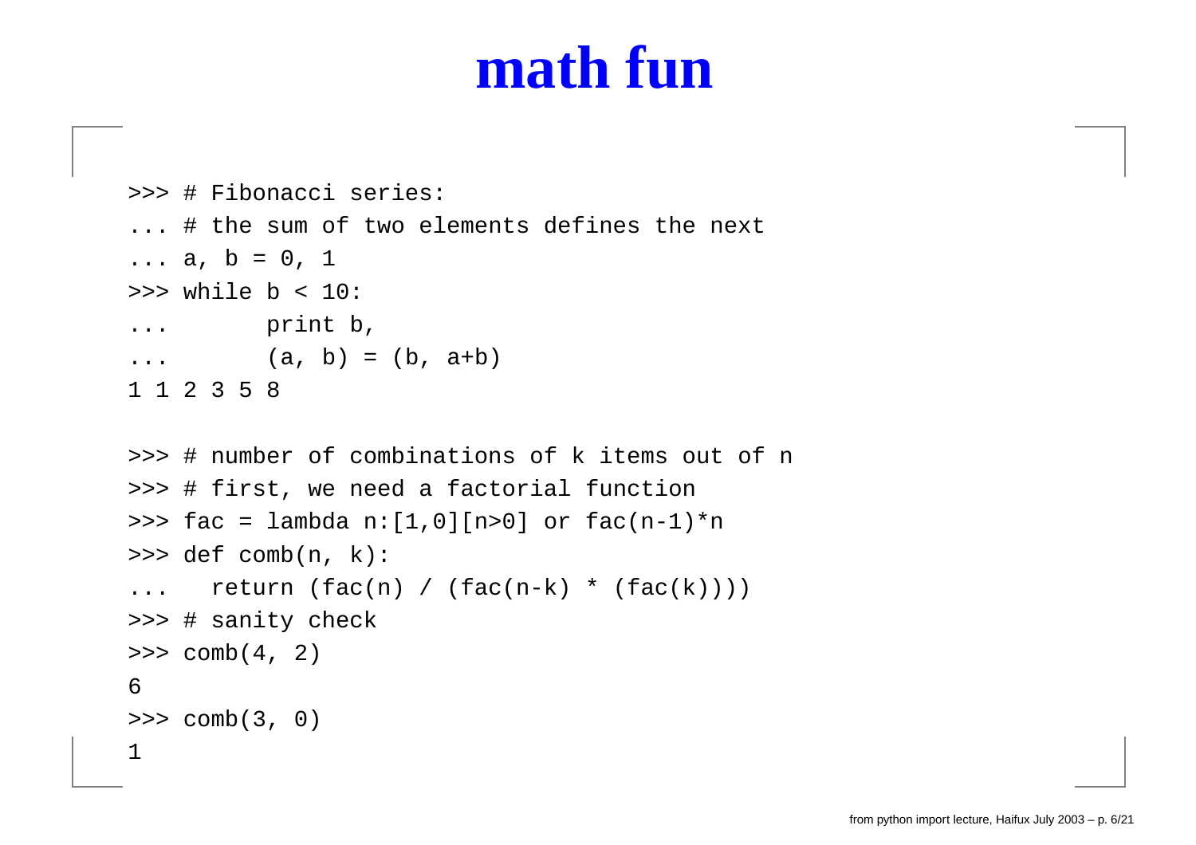# math fun

```
>>> # Fibonacci series:
... # the sum of two elements defines the next
... a, b = 0, 1
>>> while b < 10:
...       print b,
...       (a, b) = (b, a+b)
1 1 2 3 5 8

>>> # number of combinations of k items out of n
>>> # first, we need a factorial function
>>> fac = lambda n:[1,0][n>0] or fac(n-1)*n
>>> def comb(n, k):
...   return (fac(n) / (fac(n-k) * (fac(k))))
>>> # sanity check
>>> comb(4, 2)
6
>>> comb(3, 0)
1
```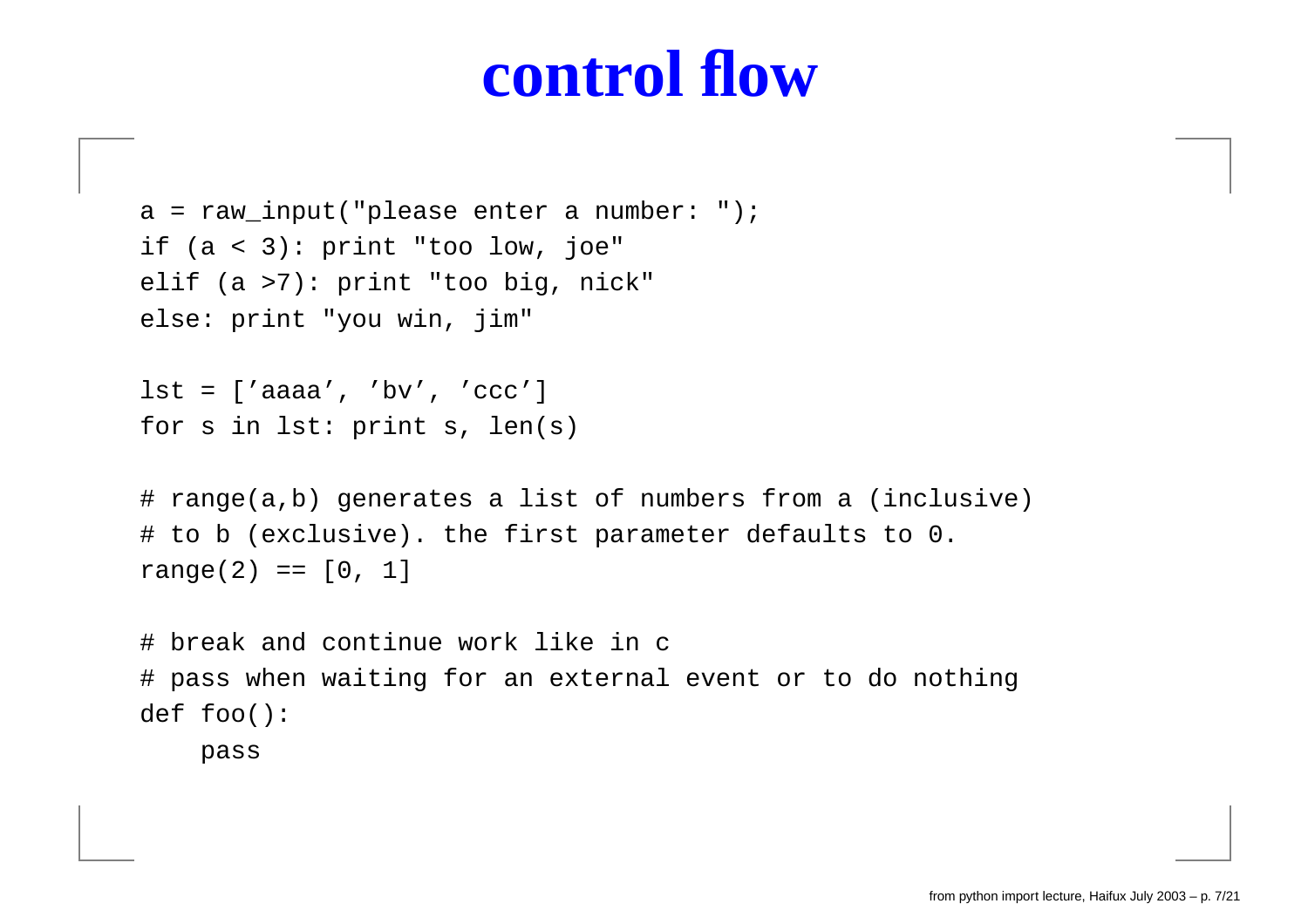# control flow

```
a = raw_input("please enter a number: ");
if (a < 3): print "too low, joe"
elif (a >7): print "too big, nick"
else: print "you win, jim"

lst = ['aaaa', 'bv', 'ccc']
for s in lst: print s, len(s)

# range(a,b) generates a list of numbers from a (inclusive)
# to b (exclusive). the first parameter defaults to 0.
range(2) == [0, 1]

# break and continue work like in c
# pass when waiting for an external event or to do nothing
def foo():
    pass
```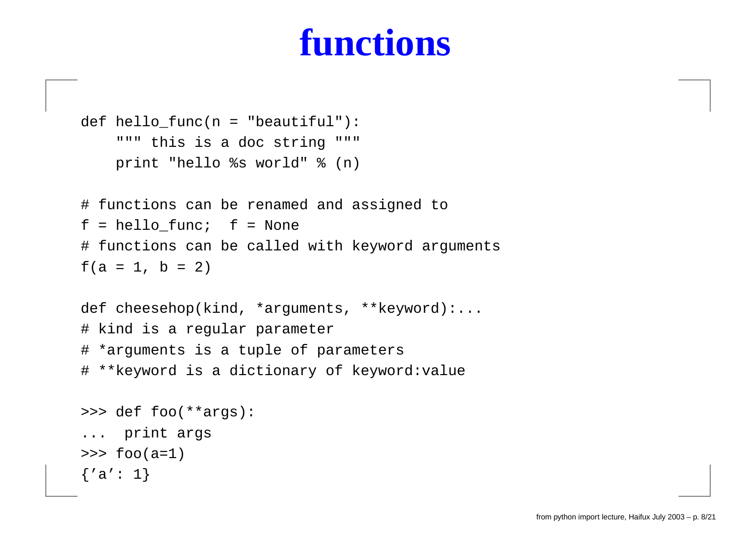# functions

```
def hello_func(n = "beautiful"):
    """ this is a doc string """
    print "hello %s world" % (n)

# functions can be renamed and assigned to
f = hello_func;  f = None
# functions can be called with keyword arguments
f(a = 1, b = 2)

def cheesehop(kind, *arguments, **keyword):...
# kind is a regular parameter
# *arguments is a tuple of parameters
# **keyword is a dictionary of keyword:value

>>> def foo(**args):
...  print args
>>> foo(a=1)
{'a': 1}
```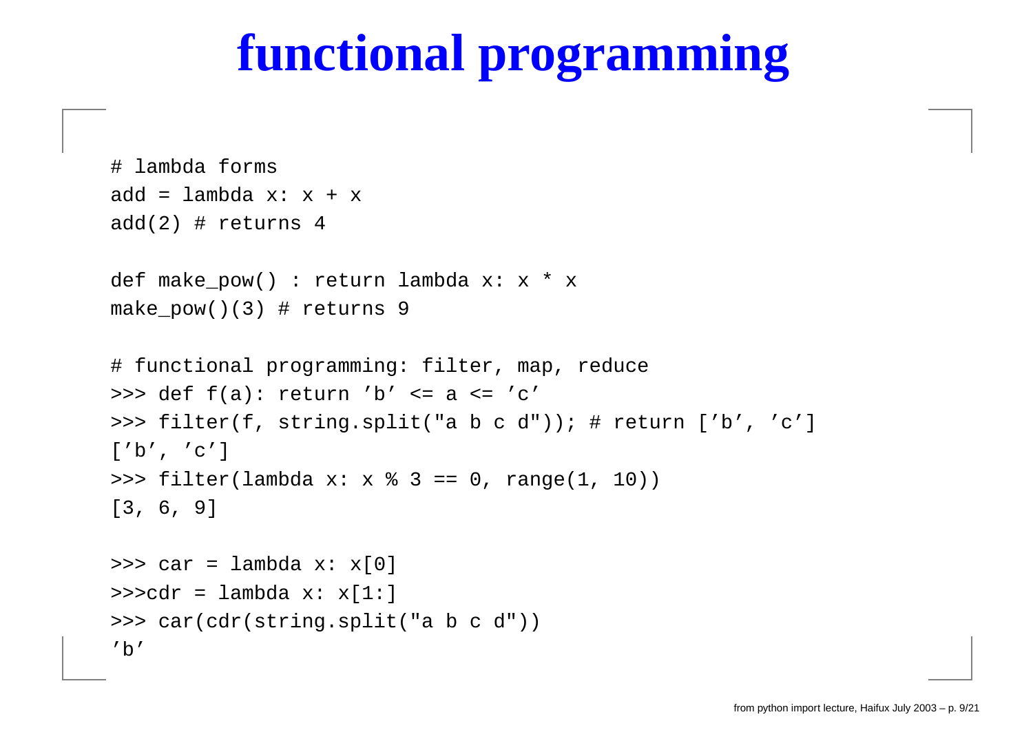# functional programming

```
# lambda forms
add = lambda x: x + x
add(2) # returns 4

def make_pow() : return lambda x: x * x
make_pow()(3) # returns 9

# functional programming: filter, map, reduce
>>> def f(a): return 'b' <= a <= 'c'
>>> filter(f, string.split("a b c d")); # return ['b', 'c']
['b', 'c']
>>> filter(lambda x: x % 3 == 0, range(1, 10))
[3, 6, 9]

>>> car = lambda x: x[0]
>>>cdr = lambda x: x[1:]
>>> car(cdr(string.split("a b c d"))
'b'
```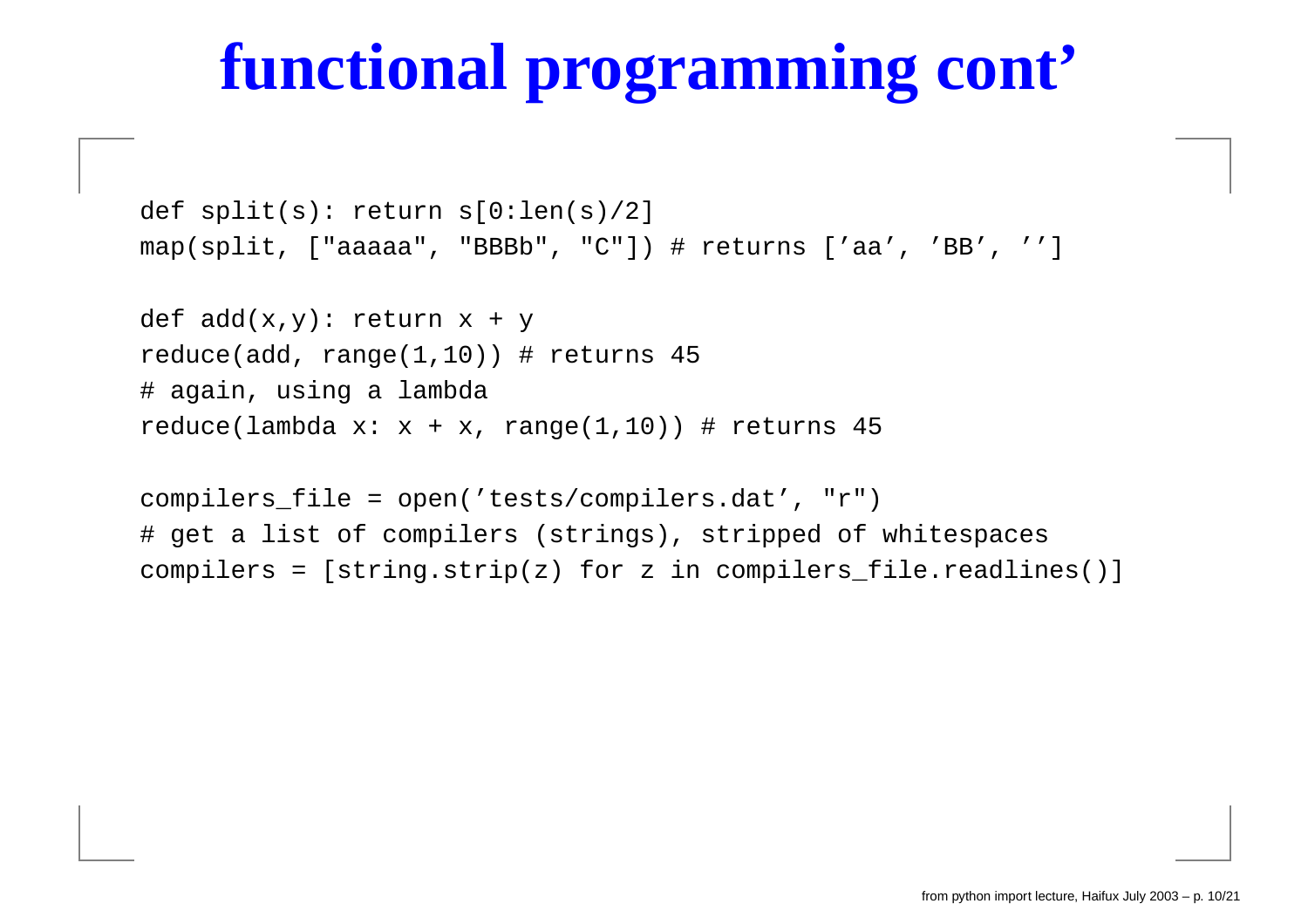# functional programming cont'

```
def split(s): return s[0:len(s)/2]
map(split, ["aaaaa", "BBBb", "C"]) # returns ['aa', 'BB', '']

def add(x,y): return x + y
reduce(add, range(1,10)) # returns 45
# again, using a lambda
reduce(lambda x: x + x, range(1,10)) # returns 45

compilers_file = open('tests/compilers.dat', "r")
# get a list of compilers (strings), stripped of whitespaces
compilers = [string.strip(z) for z in compilers_file.readlines()]
```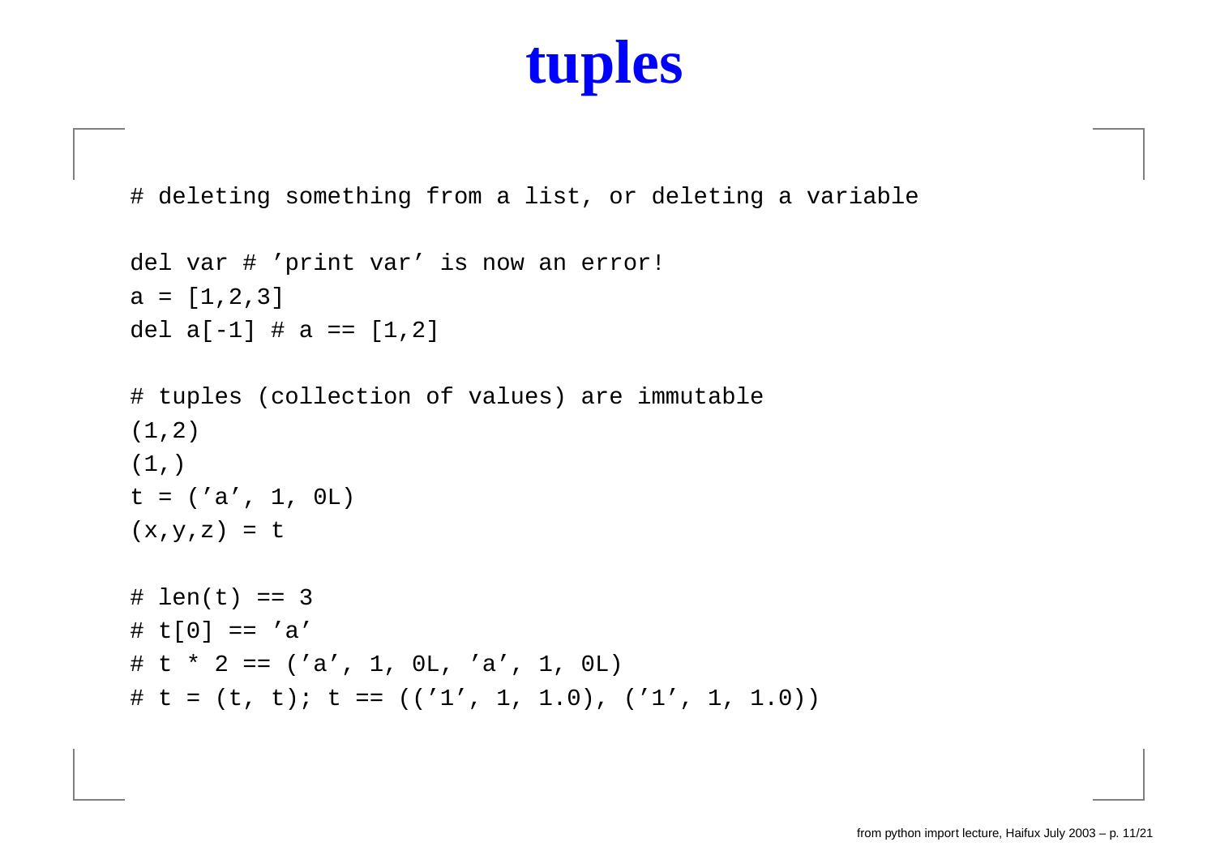# tuples

```
# deleting something from a list, or deleting a variable

del var # 'print var' is now an error!
a = [1,2,3]
del a[-1] # a == [1,2]

# tuples (collection of values) are immutable
(1,2)
(1,)
t = ('a', 1, 0L)
(x,y,z) = t

# len(t) == 3
# t[0] == 'a'
# t * 2 == ('a', 1, 0L, 'a', 1, 0L)
# t = (t, t); t == (('1', 1, 1.0), ('1', 1, 1.0))
```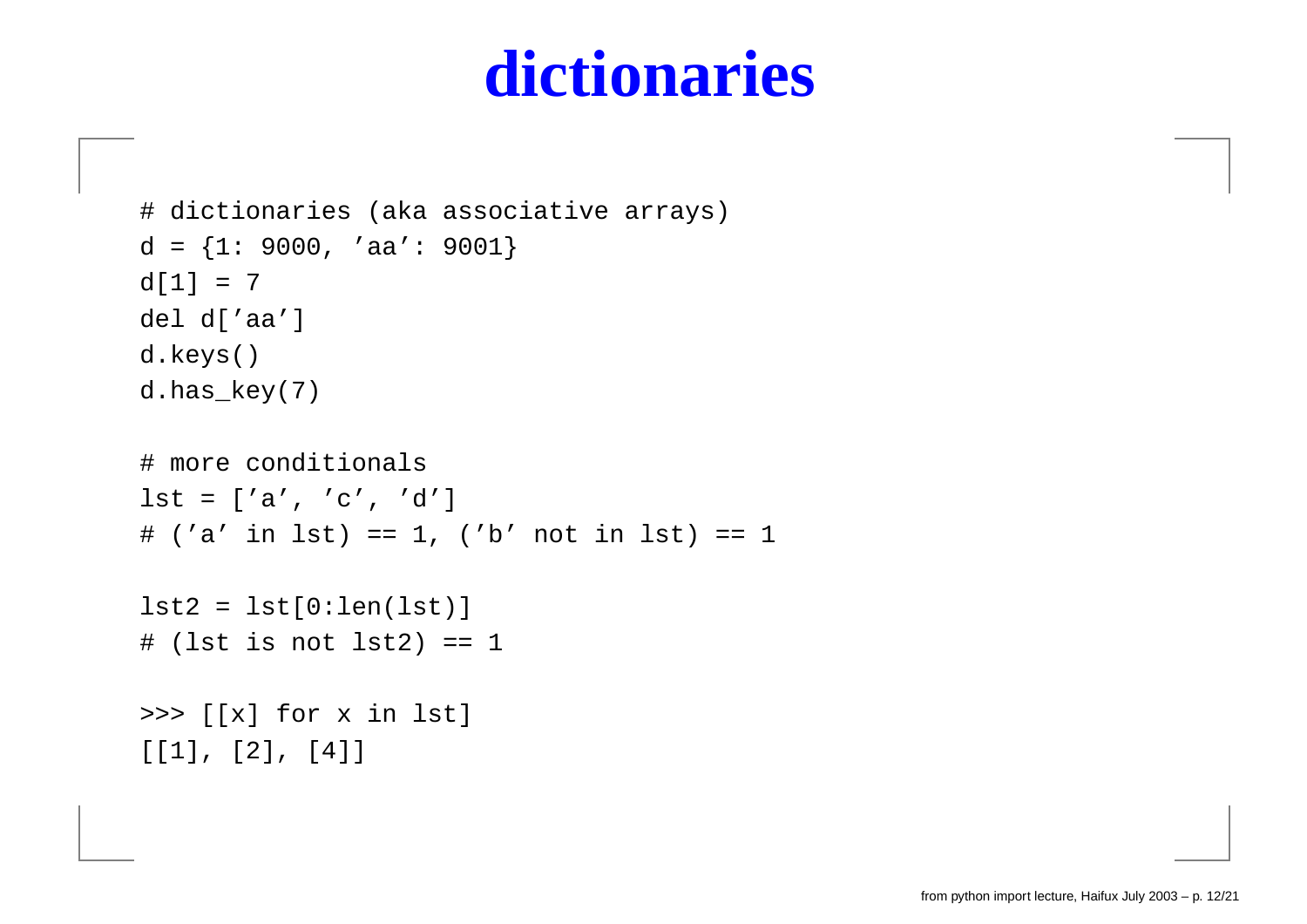# dictionaries

```
# dictionaries (aka associative arrays)
d = {1: 9000, 'aa': 9001}
d[1] = 7
del d['aa']
d.keys()
d.has_key(7)

# more conditionals
lst = ['a', 'c', 'd']
# ('a' in lst) == 1, ('b' not in lst) == 1

lst2 = lst[0:len(lst)]
# (lst is not lst2) == 1

>>> [[x] for x in lst]
[[1], [2], [4]]
```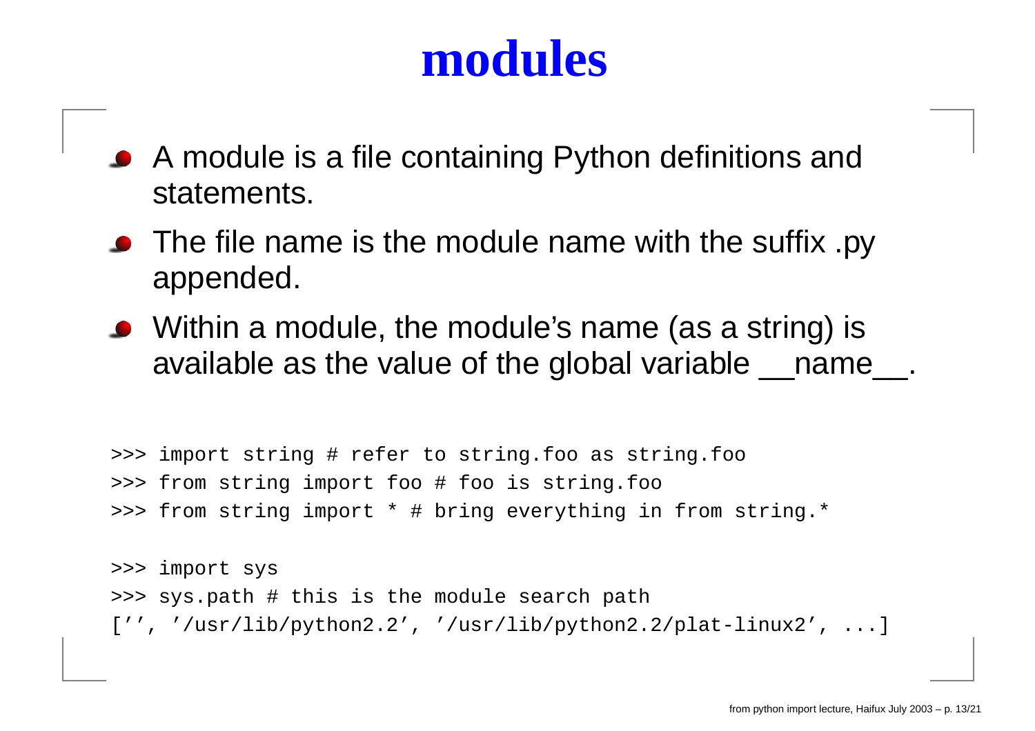# modules

- A module is a file containing Python definitions and statements.
- The file name is the module name with the suffix .py appended.
- Within a module, the module's name (as a string) is available as the value of the global variable __name__.

```
>>> import string # refer to string.foo as string.foo
>>> from string import foo # foo is string.foo
>>> from string import * # bring everything in from string.*
```

```
>>> import sys
>>> sys.path # this is the module search path
['', '/usr/lib/python2.2', '/usr/lib/python2.2/plat-linux2', ...]
```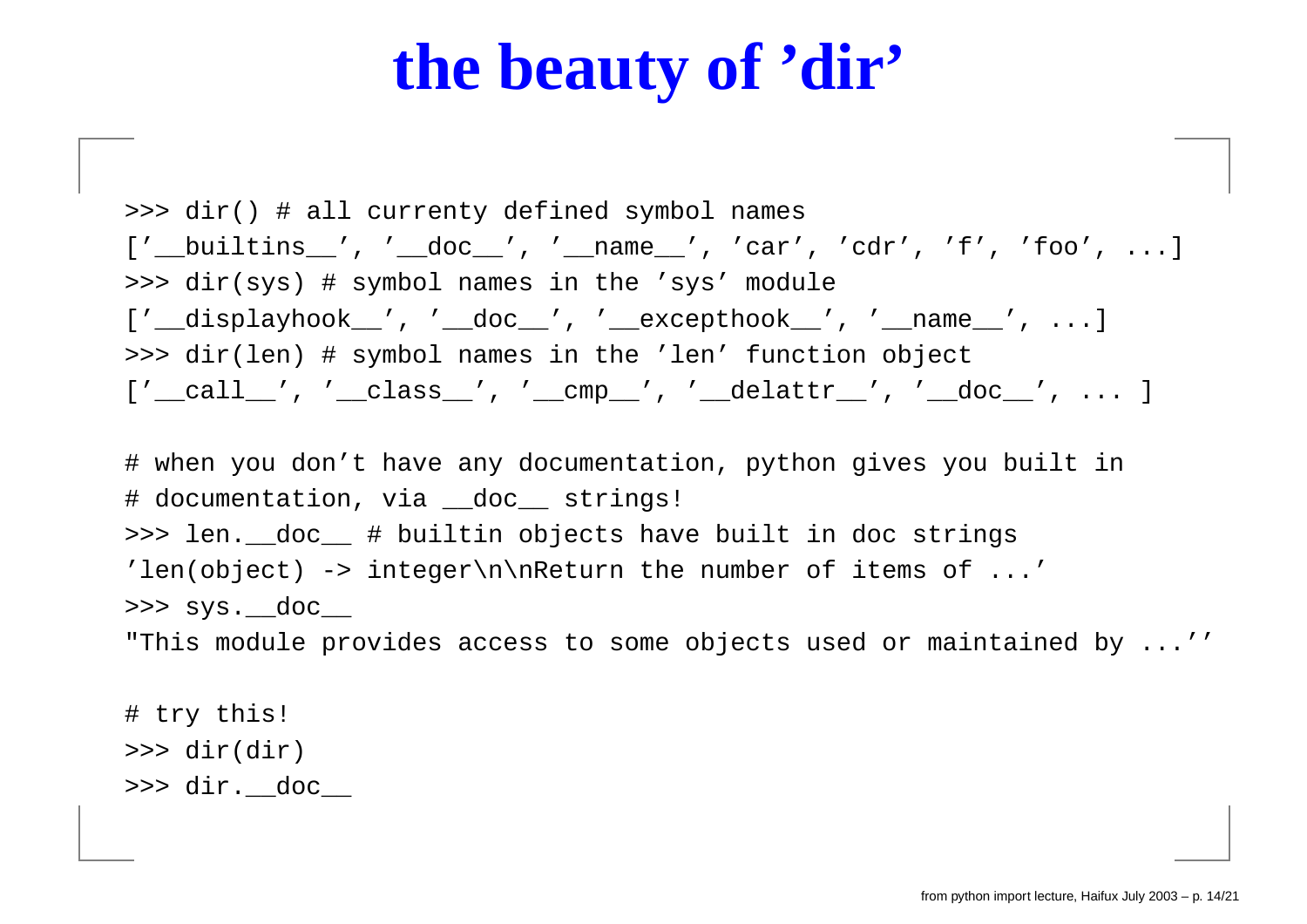# the beauty of 'dir'

```
>>> dir() # all currenty defined symbol names
['__builtins__', '__doc__', '__name__', 'car', 'cdr', 'f', 'foo', ...]
>>> dir(sys) # symbol names in the 'sys' module
['__displayhook__', '__doc__', '__excepthook__', '__name__', ...]
>>> dir(len) # symbol names in the 'len' function object
['__call__', '__class__', '__cmp__', '__delattr__', '__doc__', ... ]

# when you don't have any documentation, python gives you built in
# documentation, via __doc__ strings!
>>> len.__doc__ # builtin objects have built in doc strings
'len(object) -> integer\n\nReturn the number of items of ...'
>>> sys.__doc__
"This module provides access to some objects used or maintained by ...''

# try this!
>>> dir(dir)
>>> dir.__doc__
```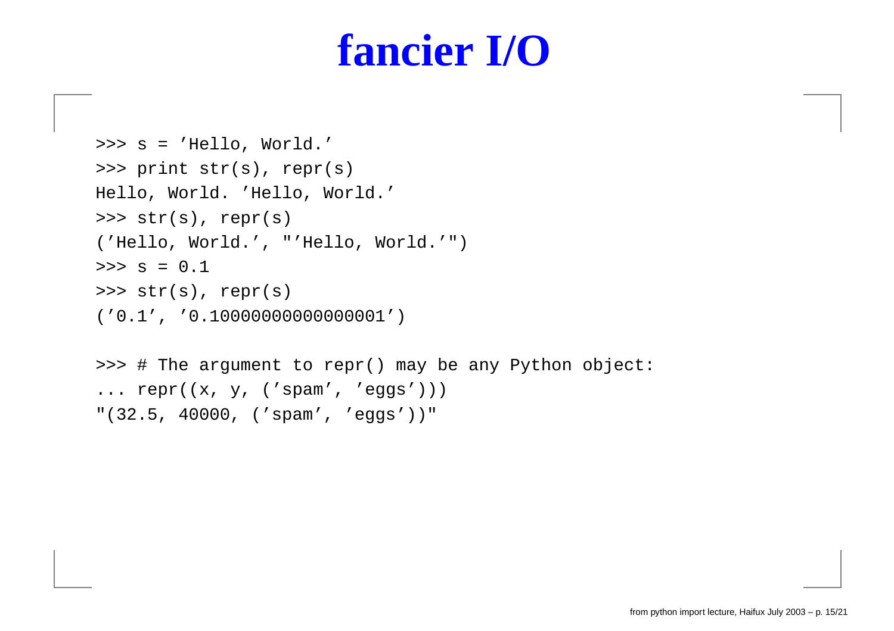# fancier I/O

```
>>> s = 'Hello, World.'
>>> print str(s), repr(s)
Hello, World. 'Hello, World.'
>>> str(s), repr(s)
('Hello, World.', "'Hello, World.'")
>>> s = 0.1
>>> str(s), repr(s)
('0.1', '0.10000000000000001')

>>> # The argument to repr() may be any Python object:
... repr((x, y, ('spam', 'eggs')))
"(32.5, 40000, ('spam', 'eggs'))"
```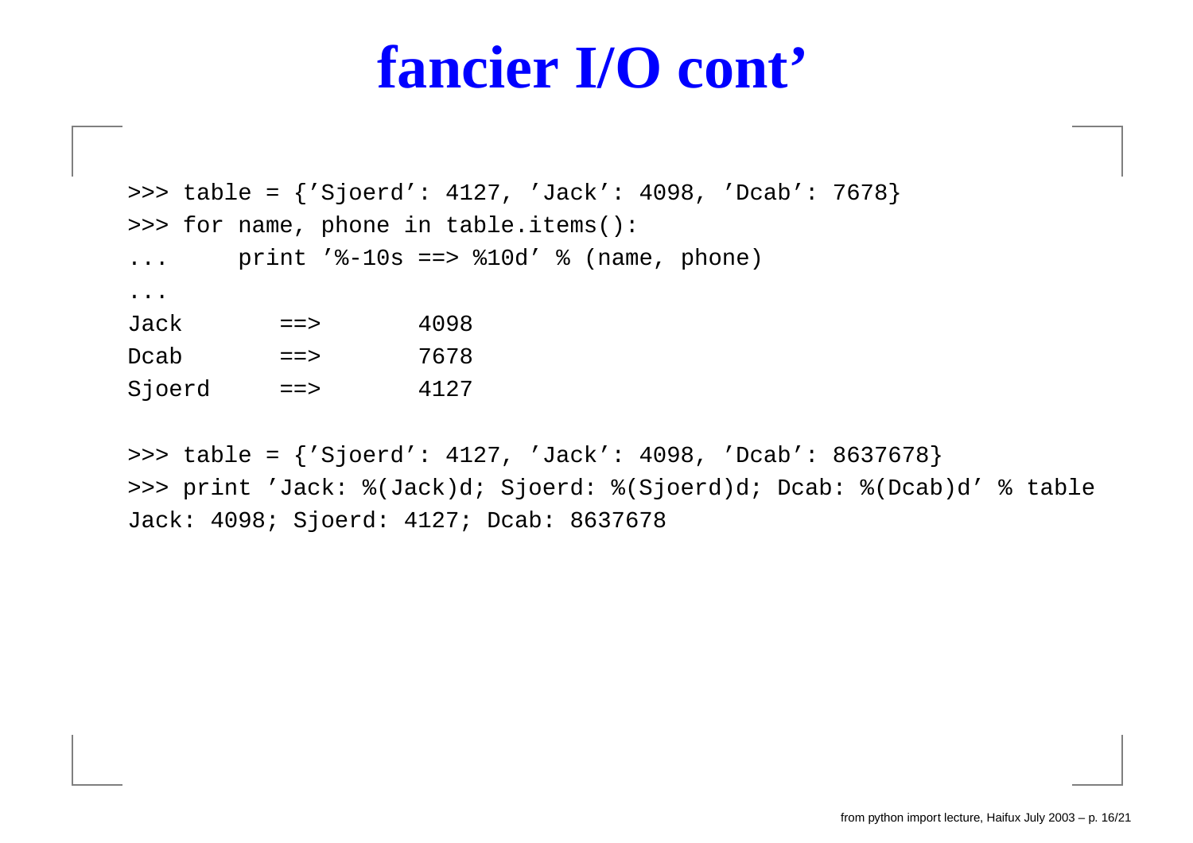# fancier I/O cont'

```
>>> table = {'Sjoerd': 4127, 'Jack': 4098, 'Dcab': 7678}
>>> for name, phone in table.items():
...     print '%-10s ==> %10d' % (name, phone)
...
Jack       ==>       4098
Dcab       ==>       7678
Sjoerd     ==>       4127
```

```
>>> table = {'Sjoerd': 4127, 'Jack': 4098, 'Dcab': 8637678}
>>> print 'Jack: %(Jack)d; Sjoerd: %(Sjoerd)d; Dcab: %(Dcab)d' % table
Jack: 4098; Sjoerd: 4127; Dcab: 8637678
```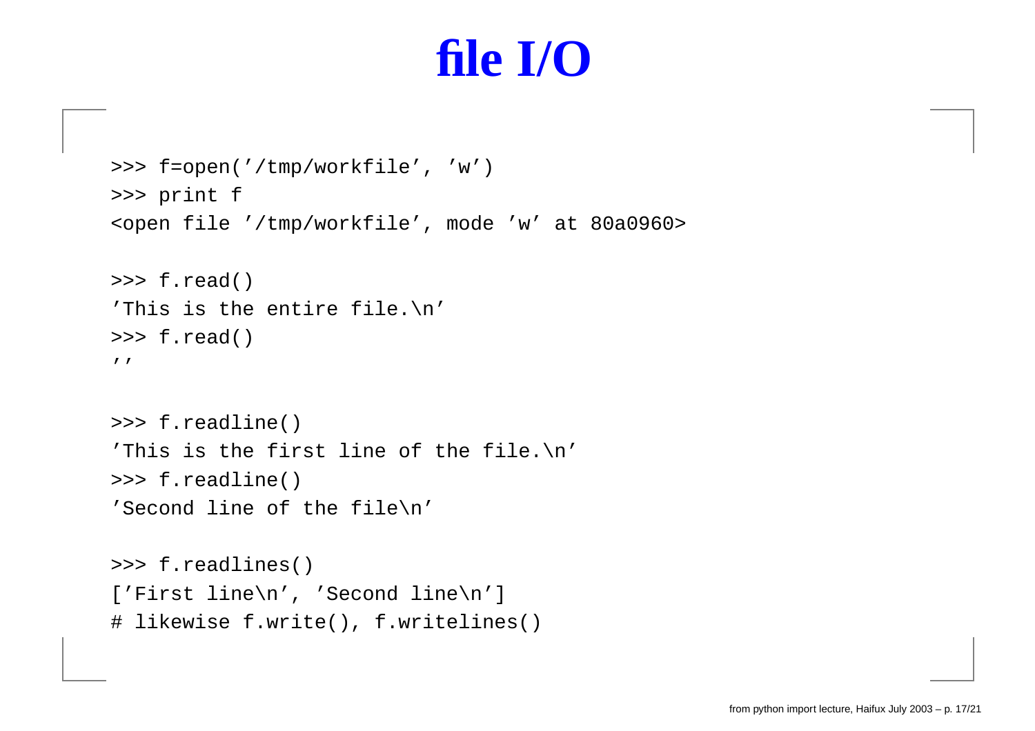# file I/O

```
>>> f=open('/tmp/workfile', 'w')
>>> print f
<open file '/tmp/workfile', mode 'w' at 80a0960>

>>> f.read()
'This is the entire file.\n'
>>> f.read()
''

>>> f.readline()
'This is the first line of the file.\n'
>>> f.readline()
'Second line of the file\n'

>>> f.readlines()
['First line\n', 'Second line\n']
# likewise f.write(), f.writelines()
```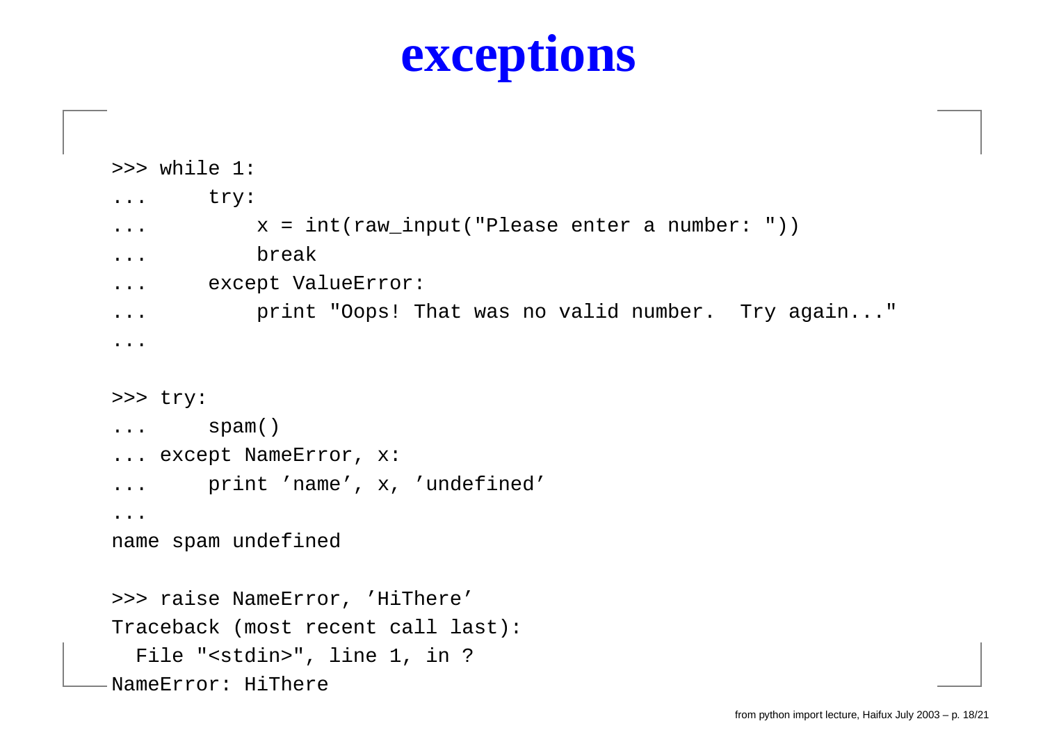# exceptions

```
>>> while 1:
...     try:
...         x = int(raw_input("Please enter a number: "))
...         break
...     except ValueError:
...         print "Oops! That was no valid number.  Try again..."
...

>>> try:
...     spam()
... except NameError, x:
...     print 'name', x, 'undefined'
...
name spam undefined

>>> raise NameError, 'HiThere'
Traceback (most recent call last):
  File "<stdin>", line 1, in ?
NameError: HiThere
```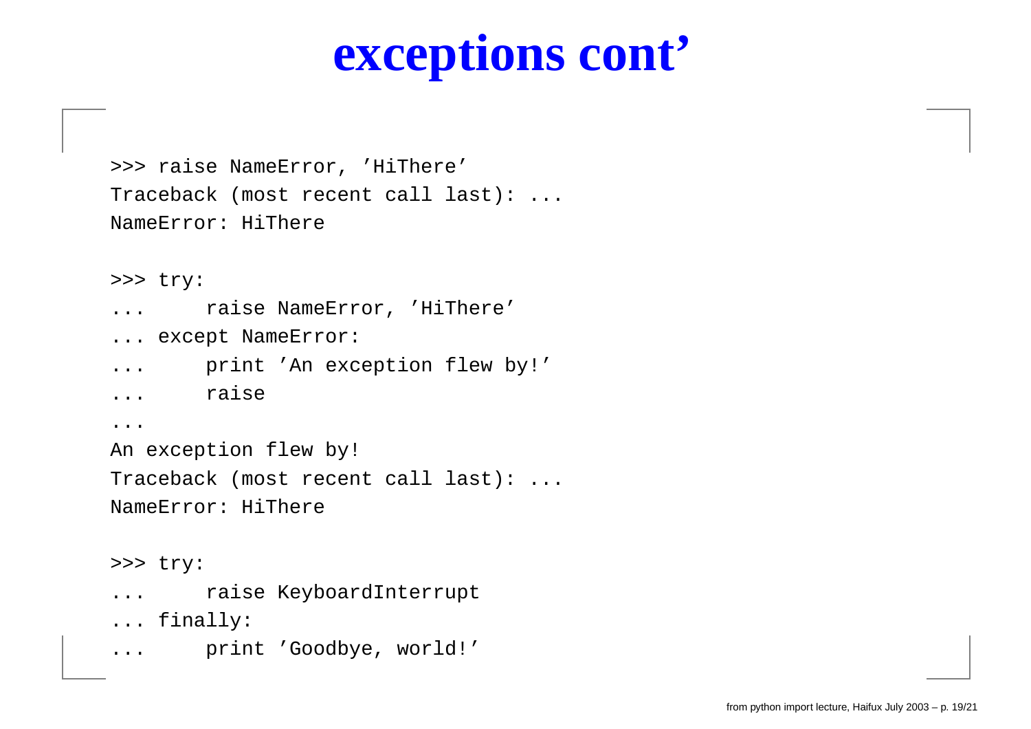# exceptions cont’

```
>>> raise NameError, 'HiThere'
Traceback (most recent call last): ...
NameError: HiThere

>>> try:
...     raise NameError, 'HiThere'
... except NameError:
...     print 'An exception flew by!'
...     raise
...
An exception flew by!
Traceback (most recent call last): ...
NameError: HiThere

>>> try:
...     raise KeyboardInterrupt
... finally:
...     print 'Goodbye, world!'
```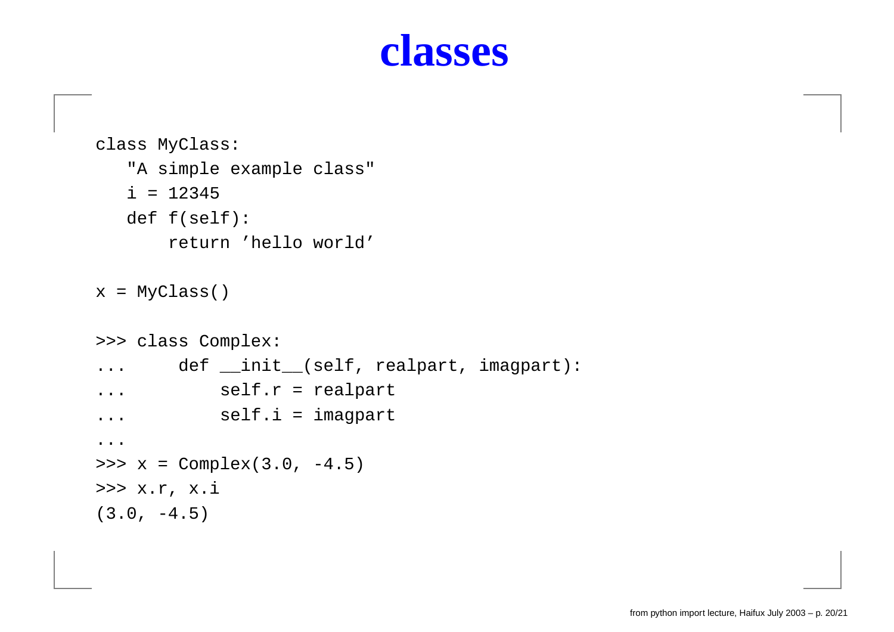# classes

```
class MyClass:
   "A simple example class"
   i = 12345
   def f(self):
       return 'hello world'

x = MyClass()

>>> class Complex:
...     def __init__(self, realpart, imagpart):
...         self.r = realpart
...         self.i = imagpart
...
>>> x = Complex(3.0, -4.5)
>>> x.r, x.i
(3.0, -4.5)
```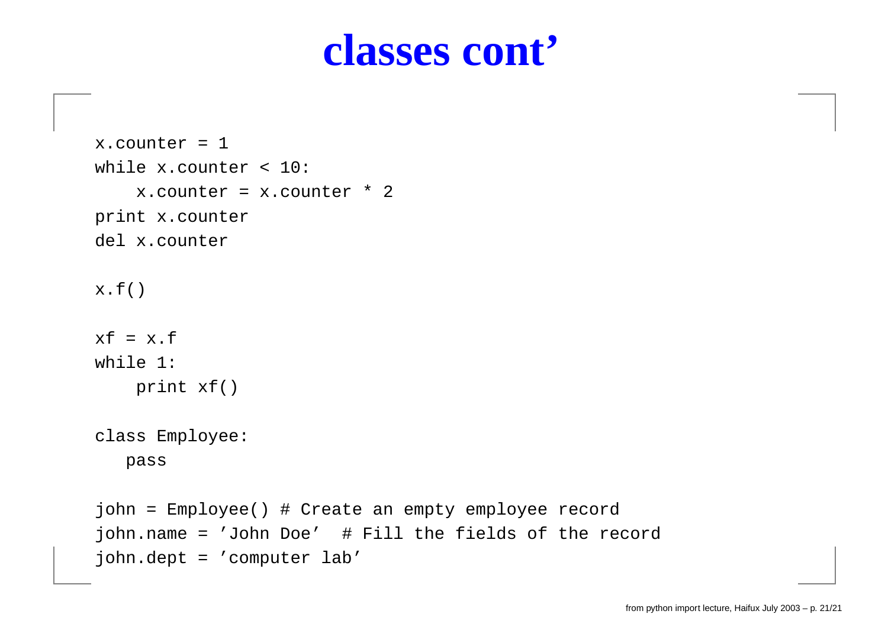# classes cont'

```
x.counter = 1
while x.counter < 10:
    x.counter = x.counter * 2
print x.counter
del x.counter

x.f()

xf = x.f
while 1:
    print xf()

class Employee:
   pass

john = Employee() # Create an empty employee record
john.name = 'John Doe'  # Fill the fields of the record
john.dept = 'computer lab'
```